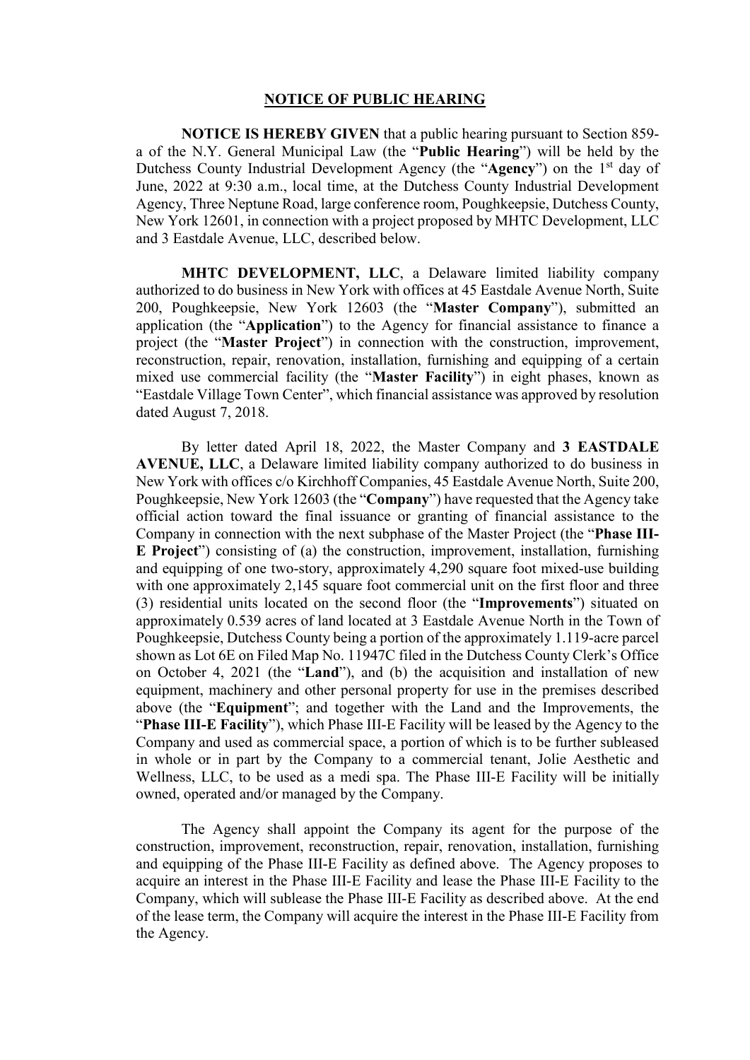# NOTICE OF PUBLIC HEARING

**NOTICE IS HEREBY GIVEN** that a public hearing pursuant to Section 859-a of the N.Y. General Municipal Law (the "**Public Hearing**") will be held by the Dutchess County Industrial Development Agency (the "**Agency**") on the 1st day of June, 2022 at 9:30 a.m., local time, at the Dutchess County Industrial Development Agency, Three Neptune Road, large conference room, Poughkeepsie, Dutchess County, New York 12601, in connection with a project proposed by MHTC Development, LLC and 3 Eastdale Avenue, LLC, described below.

**MHTC DEVELOPMENT, LLC**, a Delaware limited liability company authorized to do business in New York with offices at 45 Eastdale Avenue North, Suite 200, Poughkeepsie, New York 12603 (the "**Master Company**"), submitted an application (the "**Application**") to the Agency for financial assistance to finance a project (the "**Master Project**") in connection with the construction, improvement, reconstruction, repair, renovation, installation, furnishing and equipping of a certain mixed use commercial facility (the "**Master Facility**") in eight phases, known as "Eastdale Village Town Center", which financial assistance was approved by resolution dated August 7, 2018.

By letter dated April 18, 2022, the Master Company and **3 EASTDALE AVENUE, LLC**, a Delaware limited liability company authorized to do business in New York with offices c/o Kirchhoff Companies, 45 Eastdale Avenue North, Suite 200, Poughkeepsie, New York 12603 (the "**Company**") have requested that the Agency take official action toward the final issuance or granting of financial assistance to the Company in connection with the next subphase of the Master Project (the "**Phase III-E Project**") consisting of (a) the construction, improvement, installation, furnishing and equipping of one two-story, approximately 4,290 square foot mixed-use building with one approximately 2,145 square foot commercial unit on the first floor and three (3) residential units located on the second floor (the "**Improvements**") situated on approximately 0.539 acres of land located at 3 Eastdale Avenue North in the Town of Poughkeepsie, Dutchess County being a portion of the approximately 1.119-acre parcel shown as Lot 6E on Filed Map No. 11947C filed in the Dutchess County Clerk's Office on October 4, 2021 (the "**Land**"), and (b) the acquisition and installation of new equipment, machinery and other personal property for use in the premises described above (the "**Equipment**"; and together with the Land and the Improvements, the "**Phase III-E Facility**"), which Phase III-E Facility will be leased by the Agency to the Company and used as commercial space, a portion of which is to be further subleased in whole or in part by the Company to a commercial tenant, Jolie Aesthetic and Wellness, LLC, to be used as a medi spa. The Phase III-E Facility will be initially owned, operated and/or managed by the Company.

The Agency shall appoint the Company its agent for the purpose of the construction, improvement, reconstruction, repair, renovation, installation, furnishing and equipping of the Phase III-E Facility as defined above. The Agency proposes to acquire an interest in the Phase III-E Facility and lease the Phase III-E Facility to the Company, which will sublease the Phase III-E Facility as described above. At the end of the lease term, the Company will acquire the interest in the Phase III-E Facility from the Agency.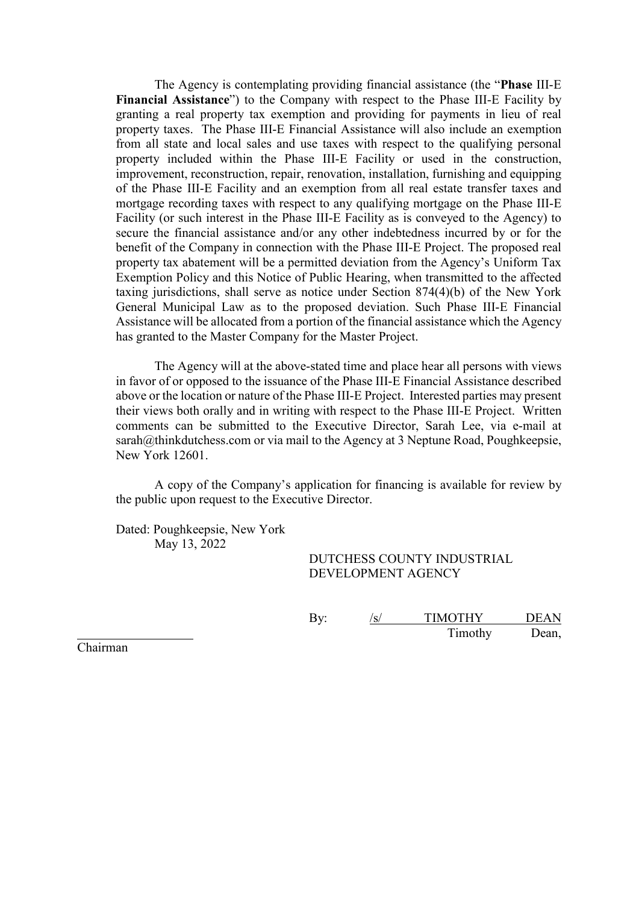The Agency is contemplating providing financial assistance (the "**Phase** III-E **Financial Assistance**") to the Company with respect to the Phase III-E Facility by granting a real property tax exemption and providing for payments in lieu of real property taxes. The Phase III-E Financial Assistance will also include an exemption from all state and local sales and use taxes with respect to the qualifying personal property included within the Phase III-E Facility or used in the construction, improvement, reconstruction, repair, renovation, installation, furnishing and equipping of the Phase III-E Facility and an exemption from all real estate transfer taxes and mortgage recording taxes with respect to any qualifying mortgage on the Phase III-E Facility (or such interest in the Phase III-E Facility as is conveyed to the Agency) to secure the financial assistance and/or any other indebtedness incurred by or for the benefit of the Company in connection with the Phase III-E Project. The proposed real property tax abatement will be a permitted deviation from the Agency's Uniform Tax Exemption Policy and this Notice of Public Hearing, when transmitted to the affected taxing jurisdictions, shall serve as notice under Section 874(4)(b) of the New York General Municipal Law as to the proposed deviation. Such Phase III-E Financial Assistance will be allocated from a portion of the financial assistance which the Agency has granted to the Master Company for the Master Project.

The Agency will at the above-stated time and place hear all persons with views in favor of or opposed to the issuance of the Phase III-E Financial Assistance described above or the location or nature of the Phase III-E Project. Interested parties may present their views both orally and in writing with respect to the Phase III-E Project. Written comments can be submitted to the Executive Director, Sarah Lee, via e-mail at sarah@thinkdutchess.com or via mail to the Agency at 3 Neptune Road, Poughkeepsie, New York 12601.

A copy of the Company's application for financing is available for review by the public upon request to the Executive Director.

Dated: Poughkeepsie, New York
May 13, 2022

DUTCHESS COUNTY INDUSTRIAL DEVELOPMENT AGENCY

By: /s/ TIMOTHY DEAN
Timothy Dean, Chairman